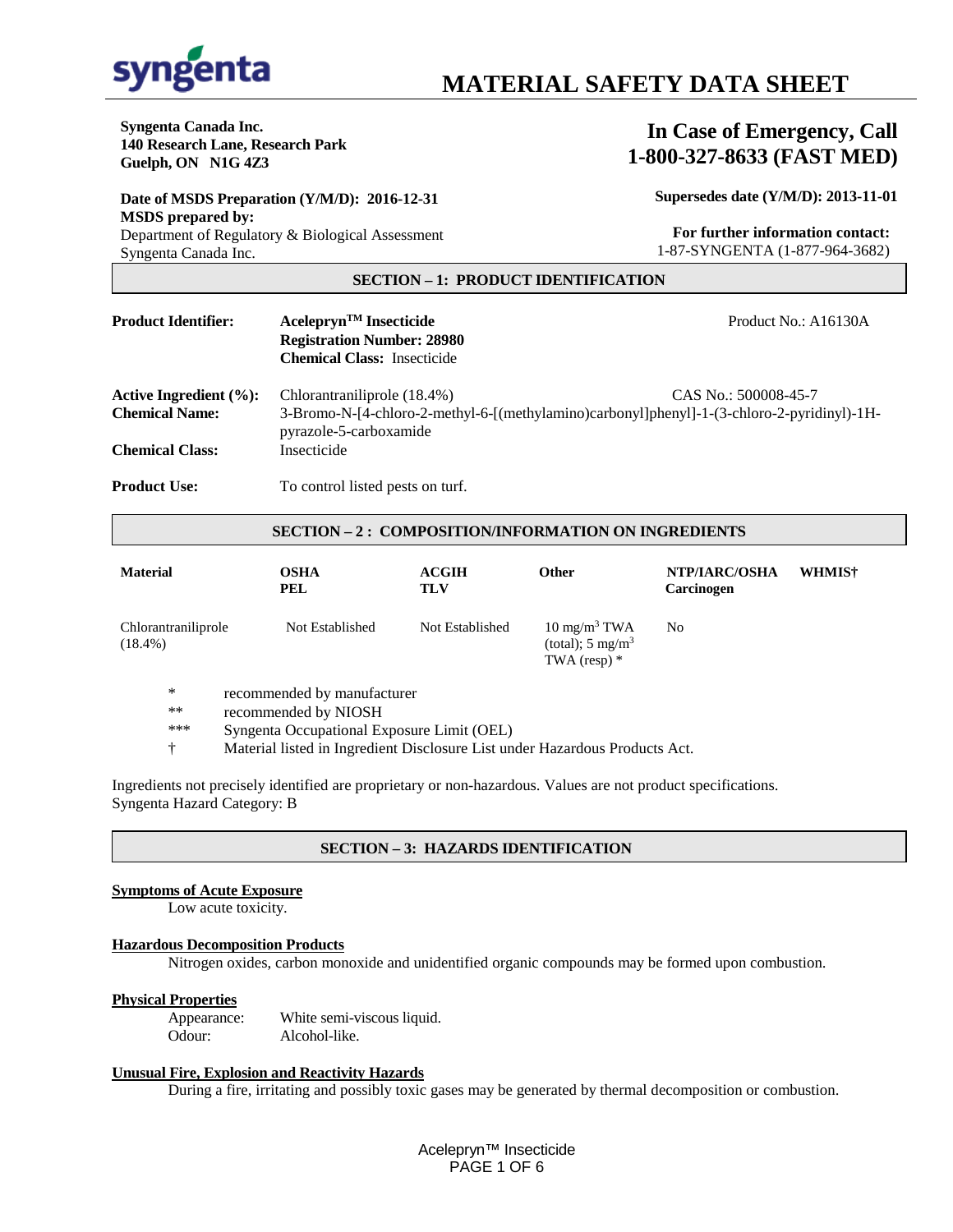syngenta

# MATERIAL SAFETY DATA SHEET

**Syngenta Canada Inc.**
**140 Research Lane, Research Park**
**Guelph, ON N1G 4Z3**

## In Case of Emergency, Call 1-800-327-8633 (FAST MED)

**Date of MSDS Preparation (Y/M/D): 2016-12-31**
**MSDS prepared by:**
Department of Regulatory & Biological Assessment
Syngenta Canada Inc.

**Supersedes date (Y/M/D): 2013-11-01**

**For further information contact:**
1-87-SYNGENTA (1-877-964-3682)

## SECTION – 1: PRODUCT IDENTIFICATION

**Product Identifier:** **Acelepryn™ Insecticide**
**Registration Number: 28980**
**Chemical Class:** Insecticide

Product No.: A16130A

**Active Ingredient (%):** Chlorantraniliprole (18.4%) CAS No.: 500008-45-7

**Chemical Name:** 3-Bromo-N-[4-chloro-2-methyl-6-[(methylamino)carbonyl]phenyl]-1-(3-chloro-2-pyridinyl)-1H-pyrazole-5-carboxamide

**Chemical Class:** Insecticide

**Product Use:** To control listed pests on turf.

## SECTION – 2 : COMPOSITION/INFORMATION ON INGREDIENTS

| Material | OSHA PEL | ACGIH TLV | Other | NTP/IARC/OSHA Carcinogen | WHMIS† |
|---|---|---|---|---|---|
| Chlorantraniliprole (18.4%) | Not Established | Not Established | 10 mg/m$^3$ TWA (total); 5 mg/m$^3$ TWA (resp) * | No | |

\* recommended by manufacturer
** recommended by NIOSH
*** Syngenta Occupational Exposure Limit (OEL)
† Material listed in Ingredient Disclosure List under Hazardous Products Act.

Ingredients not precisely identified are proprietary or non-hazardous. Values are not product specifications.
Syngenta Hazard Category: B

## SECTION – 3: HAZARDS IDENTIFICATION

**Symptoms of Acute Exposure**

Low acute toxicity.

**Hazardous Decomposition Products**

Nitrogen oxides, carbon monoxide and unidentified organic compounds may be formed upon combustion.

**Physical Properties**

Appearance: White semi-viscous liquid.
Odour: Alcohol-like.

**Unusual Fire, Explosion and Reactivity Hazards**

During a fire, irritating and possibly toxic gases may be generated by thermal decomposition or combustion.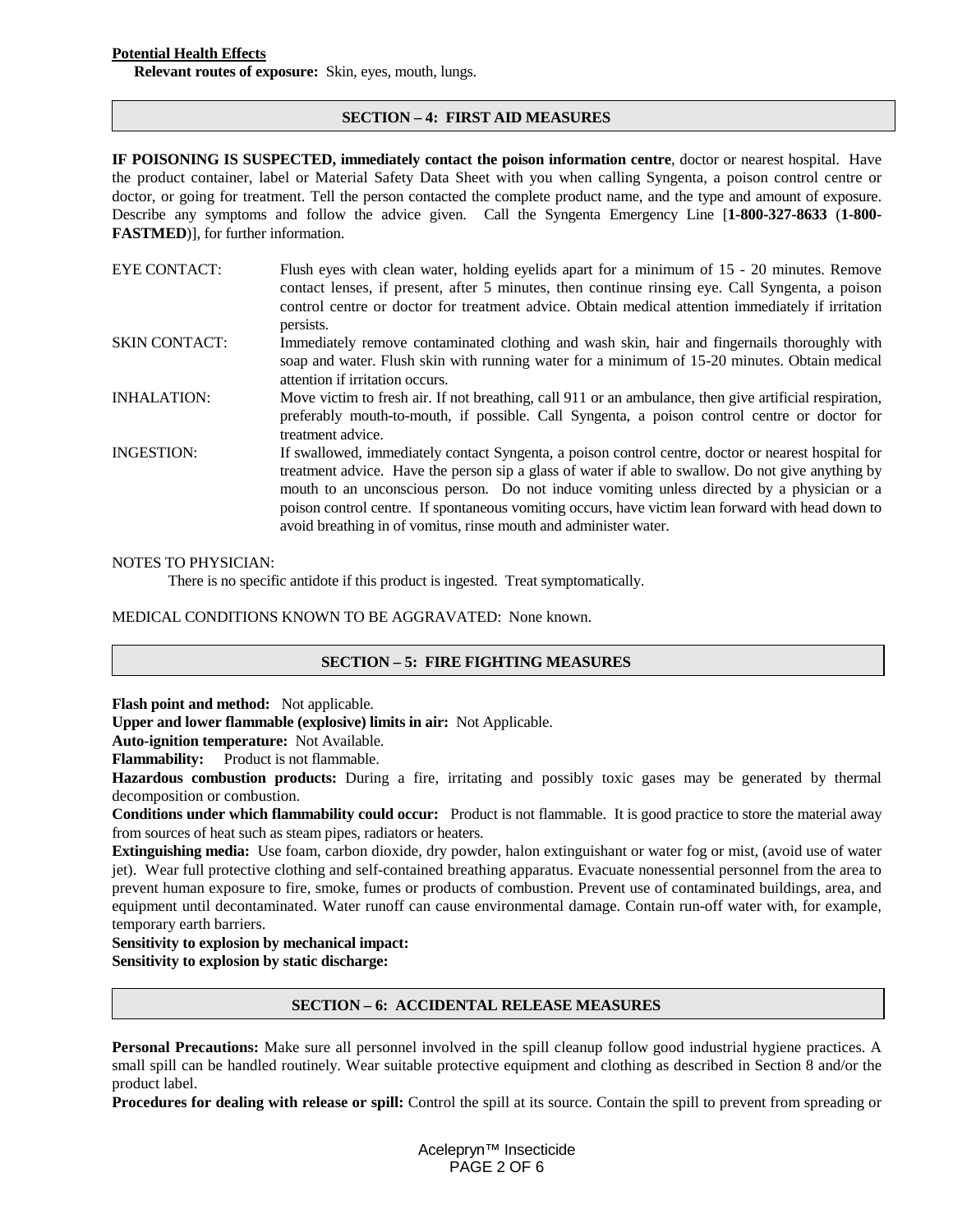**Potential Health Effects**

**Relevant routes of exposure:** Skin, eyes, mouth, lungs.

## SECTION – 4: FIRST AID MEASURES

**IF POISONING IS SUSPECTED, immediately contact the poison information centre**, doctor or nearest hospital. Have the product container, label or Material Safety Data Sheet with you when calling Syngenta, a poison control centre or doctor, or going for treatment. Tell the person contacted the complete product name, and the type and amount of exposure. Describe any symptoms and follow the advice given. Call the Syngenta Emergency Line [**1-800-327-8633** (**1-800-FASTMED**)], for further information.

EYE CONTACT: Flush eyes with clean water, holding eyelids apart for a minimum of 15 - 20 minutes. Remove contact lenses, if present, after 5 minutes, then continue rinsing eye. Call Syngenta, a poison control centre or doctor for treatment advice. Obtain medical attention immediately if irritation persists.

SKIN CONTACT: Immediately remove contaminated clothing and wash skin, hair and fingernails thoroughly with soap and water. Flush skin with running water for a minimum of 15-20 minutes. Obtain medical attention if irritation occurs.

INHALATION: Move victim to fresh air. If not breathing, call 911 or an ambulance, then give artificial respiration, preferably mouth-to-mouth, if possible. Call Syngenta, a poison control centre or doctor for treatment advice.

INGESTION: If swallowed, immediately contact Syngenta, a poison control centre, doctor or nearest hospital for treatment advice. Have the person sip a glass of water if able to swallow. Do not give anything by mouth to an unconscious person. Do not induce vomiting unless directed by a physician or a poison control centre. If spontaneous vomiting occurs, have victim lean forward with head down to avoid breathing in of vomitus, rinse mouth and administer water.

NOTES TO PHYSICIAN:

There is no specific antidote if this product is ingested. Treat symptomatically.

MEDICAL CONDITIONS KNOWN TO BE AGGRAVATED: None known.

## SECTION – 5: FIRE FIGHTING MEASURES

**Flash point and method:** Not applicable.

**Upper and lower flammable (explosive) limits in air:** Not Applicable.

**Auto-ignition temperature:** Not Available.

**Flammability:** Product is not flammable.

**Hazardous combustion products:** During a fire, irritating and possibly toxic gases may be generated by thermal decomposition or combustion.

**Conditions under which flammability could occur:** Product is not flammable. It is good practice to store the material away from sources of heat such as steam pipes, radiators or heaters.

**Extinguishing media:** Use foam, carbon dioxide, dry powder, halon extinguishant or water fog or mist, (avoid use of water jet). Wear full protective clothing and self-contained breathing apparatus. Evacuate nonessential personnel from the area to prevent human exposure to fire, smoke, fumes or products of combustion. Prevent use of contaminated buildings, area, and equipment until decontaminated. Water runoff can cause environmental damage. Contain run-off water with, for example, temporary earth barriers.

**Sensitivity to explosion by mechanical impact:**

**Sensitivity to explosion by static discharge:**

## SECTION – 6: ACCIDENTAL RELEASE MEASURES

**Personal Precautions:** Make sure all personnel involved in the spill cleanup follow good industrial hygiene practices. A small spill can be handled routinely. Wear suitable protective equipment and clothing as described in Section 8 and/or the product label.

**Procedures for dealing with release or spill:** Control the spill at its source. Contain the spill to prevent from spreading or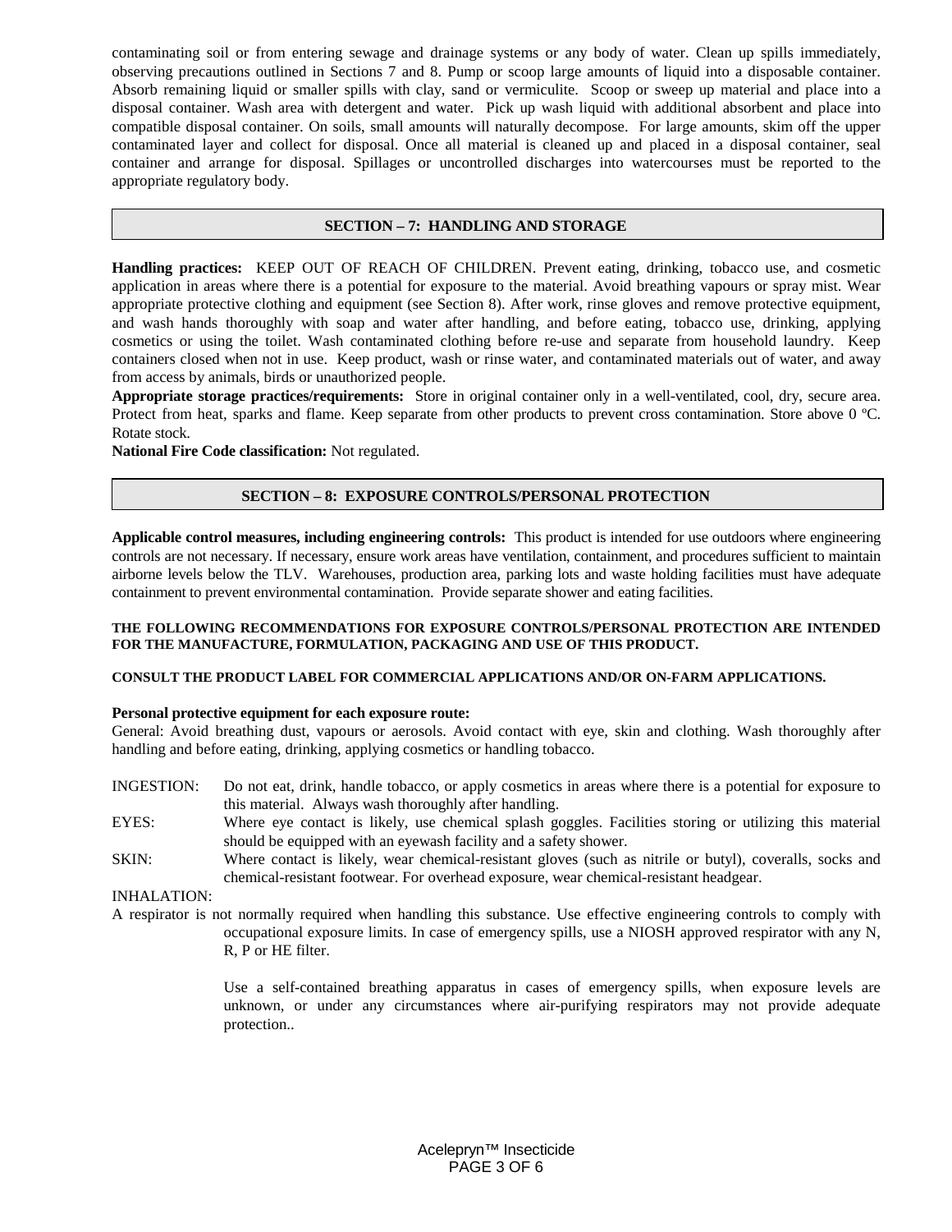contaminating soil or from entering sewage and drainage systems or any body of water. Clean up spills immediately, observing precautions outlined in Sections 7 and 8. Pump or scoop large amounts of liquid into a disposable container. Absorb remaining liquid or smaller spills with clay, sand or vermiculite. Scoop or sweep up material and place into a disposal container. Wash area with detergent and water. Pick up wash liquid with additional absorbent and place into compatible disposal container. On soils, small amounts will naturally decompose. For large amounts, skim off the upper contaminated layer and collect for disposal. Once all material is cleaned up and placed in a disposal container, seal container and arrange for disposal. Spillages or uncontrolled discharges into watercourses must be reported to the appropriate regulatory body.

## SECTION – 7: HANDLING AND STORAGE

**Handling practices:** KEEP OUT OF REACH OF CHILDREN. Prevent eating, drinking, tobacco use, and cosmetic application in areas where there is a potential for exposure to the material. Avoid breathing vapours or spray mist. Wear appropriate protective clothing and equipment (see Section 8). After work, rinse gloves and remove protective equipment, and wash hands thoroughly with soap and water after handling, and before eating, tobacco use, drinking, applying cosmetics or using the toilet. Wash contaminated clothing before re-use and separate from household laundry. Keep containers closed when not in use. Keep product, wash or rinse water, and contaminated materials out of water, and away from access by animals, birds or unauthorized people.

**Appropriate storage practices/requirements:** Store in original container only in a well-ventilated, cool, dry, secure area. Protect from heat, sparks and flame. Keep separate from other products to prevent cross contamination. Store above 0 ºC. Rotate stock.

**National Fire Code classification:** Not regulated.

## SECTION – 8: EXPOSURE CONTROLS/PERSONAL PROTECTION

**Applicable control measures, including engineering controls:** This product is intended for use outdoors where engineering controls are not necessary. If necessary, ensure work areas have ventilation, containment, and procedures sufficient to maintain airborne levels below the TLV. Warehouses, production area, parking lots and waste holding facilities must have adequate containment to prevent environmental contamination. Provide separate shower and eating facilities.

**THE FOLLOWING RECOMMENDATIONS FOR EXPOSURE CONTROLS/PERSONAL PROTECTION ARE INTENDED FOR THE MANUFACTURE, FORMULATION, PACKAGING AND USE OF THIS PRODUCT.**

**CONSULT THE PRODUCT LABEL FOR COMMERCIAL APPLICATIONS AND/OR ON-FARM APPLICATIONS.**

**Personal protective equipment for each exposure route:**

General: Avoid breathing dust, vapours or aerosols. Avoid contact with eye, skin and clothing. Wash thoroughly after handling and before eating, drinking, applying cosmetics or handling tobacco.

INGESTION: Do not eat, drink, handle tobacco, or apply cosmetics in areas where there is a potential for exposure to this material. Always wash thoroughly after handling.

EYES: Where eye contact is likely, use chemical splash goggles. Facilities storing or utilizing this material should be equipped with an eyewash facility and a safety shower.

SKIN: Where contact is likely, wear chemical-resistant gloves (such as nitrile or butyl), coveralls, socks and chemical-resistant footwear. For overhead exposure, wear chemical-resistant headgear.

INHALATION:

A respirator is not normally required when handling this substance. Use effective engineering controls to comply with occupational exposure limits. In case of emergency spills, use a NIOSH approved respirator with any N, R, P or HE filter.

Use a self-contained breathing apparatus in cases of emergency spills, when exposure levels are unknown, or under any circumstances where air-purifying respirators may not provide adequate protection..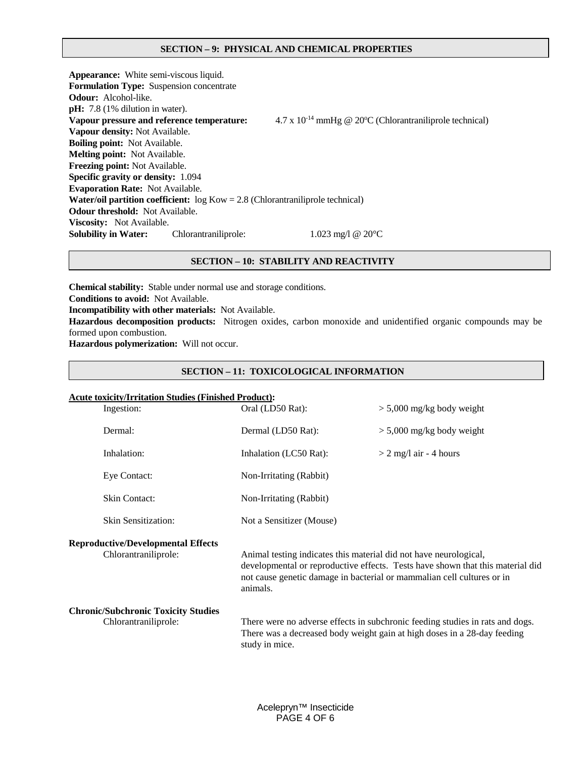## SECTION – 9: PHYSICAL AND CHEMICAL PROPERTIES

**Appearance:** White semi-viscous liquid.
**Formulation Type:** Suspension concentrate
**Odour:** Alcohol-like.
**pH:** 7.8 (1% dilution in water).
**Vapour pressure and reference temperature:** $4.7 \times 10^{-14}$ mmHg @ 20ºC (Chlorantraniliprole technical)
**Vapour density:** Not Available.
**Boiling point:** Not Available.
**Melting point:** Not Available.
**Freezing point:** Not Available.
**Specific gravity or density:** 1.094
**Evaporation Rate:** Not Available.
**Water/oil partition coefficient:** log Kow = 2.8 (Chlorantraniliprole technical)
**Odour threshold:** Not Available.
**Viscosity:** Not Available.
**Solubility in Water:** Chlorantraniliprole: 1.023 mg/l @ 20°C

## SECTION – 10: STABILITY AND REACTIVITY

**Chemical stability:** Stable under normal use and storage conditions.
**Conditions to avoid:** Not Available.
**Incompatibility with other materials:** Not Available.
**Hazardous decomposition products:** Nitrogen oxides, carbon monoxide and unidentified organic compounds may be formed upon combustion.
**Hazardous polymerization:** Will not occur.

## SECTION – 11: TOXICOLOGICAL INFORMATION

**Acute toxicity/Irritation Studies (Finished Product):**

| | | |
|---|---|---|
| Ingestion: | Oral (LD50 Rat): | > 5,000 mg/kg body weight |
| Dermal: | Dermal (LD50 Rat): | > 5,000 mg/kg body weight |
| Inhalation: | Inhalation (LC50 Rat): | > 2 mg/l air - 4 hours |
| Eye Contact: | Non-Irritating (Rabbit) | |
| Skin Contact: | Non-Irritating (Rabbit) | |
| Skin Sensitization: | Not a Sensitizer (Mouse) | |

**Reproductive/Developmental Effects**

Chlorantraniliprole: Animal testing indicates this material did not have neurological, developmental or reproductive effects. Tests have shown that this material did not cause genetic damage in bacterial or mammalian cell cultures or in animals.

**Chronic/Subchronic Toxicity Studies**

Chlorantraniliprole: There were no adverse effects in subchronic feeding studies in rats and dogs. There was a decreased body weight gain at high doses in a 28-day feeding study in mice.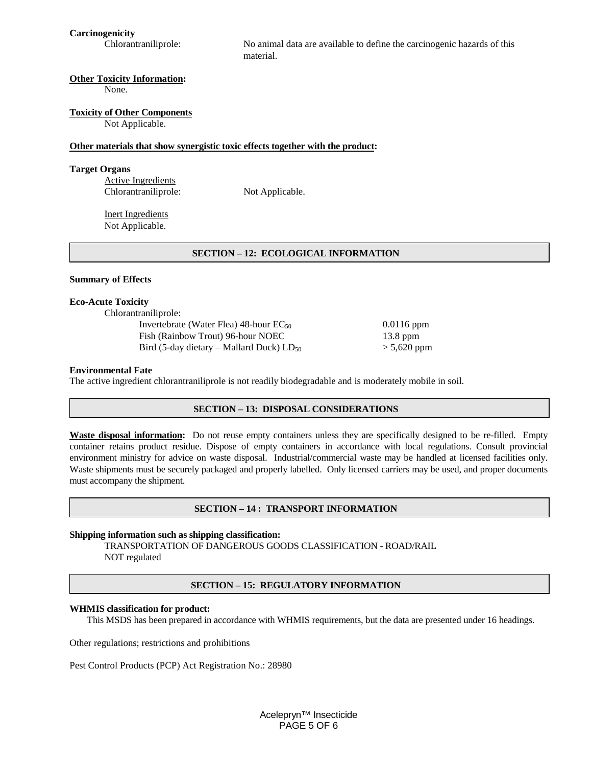**Carcinogenicity**

Chlorantraniliprole: No animal data are available to define the carcinogenic hazards of this material.

**Other Toxicity Information:**

None.

**Toxicity of Other Components**

Not Applicable.

**Other materials that show synergistic toxic effects together with the product:**

**Target Organs**

Active Ingredients

Chlorantraniliprole: Not Applicable.

Inert Ingredients

Not Applicable.

## SECTION – 12: ECOLOGICAL INFORMATION

**Summary of Effects**

**Eco-Acute Toxicity**

Chlorantraniliprole:

| | |
|---|---|
| Invertebrate (Water Flea) 48-hour $EC_{50}$ | 0.0116 ppm |
| Fish (Rainbow Trout) 96-hour NOEC | 13.8 ppm |
| Bird (5-day dietary – Mallard Duck) $LD_{50}$ | > 5,620 ppm |

**Environmental Fate**

The active ingredient chlorantraniliprole is not readily biodegradable and is moderately mobile in soil.

## SECTION – 13: DISPOSAL CONSIDERATIONS

**Waste disposal information:** Do not reuse empty containers unless they are specifically designed to be re-filled. Empty container retains product residue. Dispose of empty containers in accordance with local regulations. Consult provincial environment ministry for advice on waste disposal. Industrial/commercial waste may be handled at licensed facilities only. Waste shipments must be securely packaged and properly labelled. Only licensed carriers may be used, and proper documents must accompany the shipment.

## SECTION – 14 : TRANSPORT INFORMATION

**Shipping information such as shipping classification:**

TRANSPORTATION OF DANGEROUS GOODS CLASSIFICATION - ROAD/RAIL
NOT regulated

## SECTION – 15: REGULATORY INFORMATION

**WHMIS classification for product:**

This MSDS has been prepared in accordance with WHMIS requirements, but the data are presented under 16 headings.

Other regulations; restrictions and prohibitions

Pest Control Products (PCP) Act Registration No.: 28980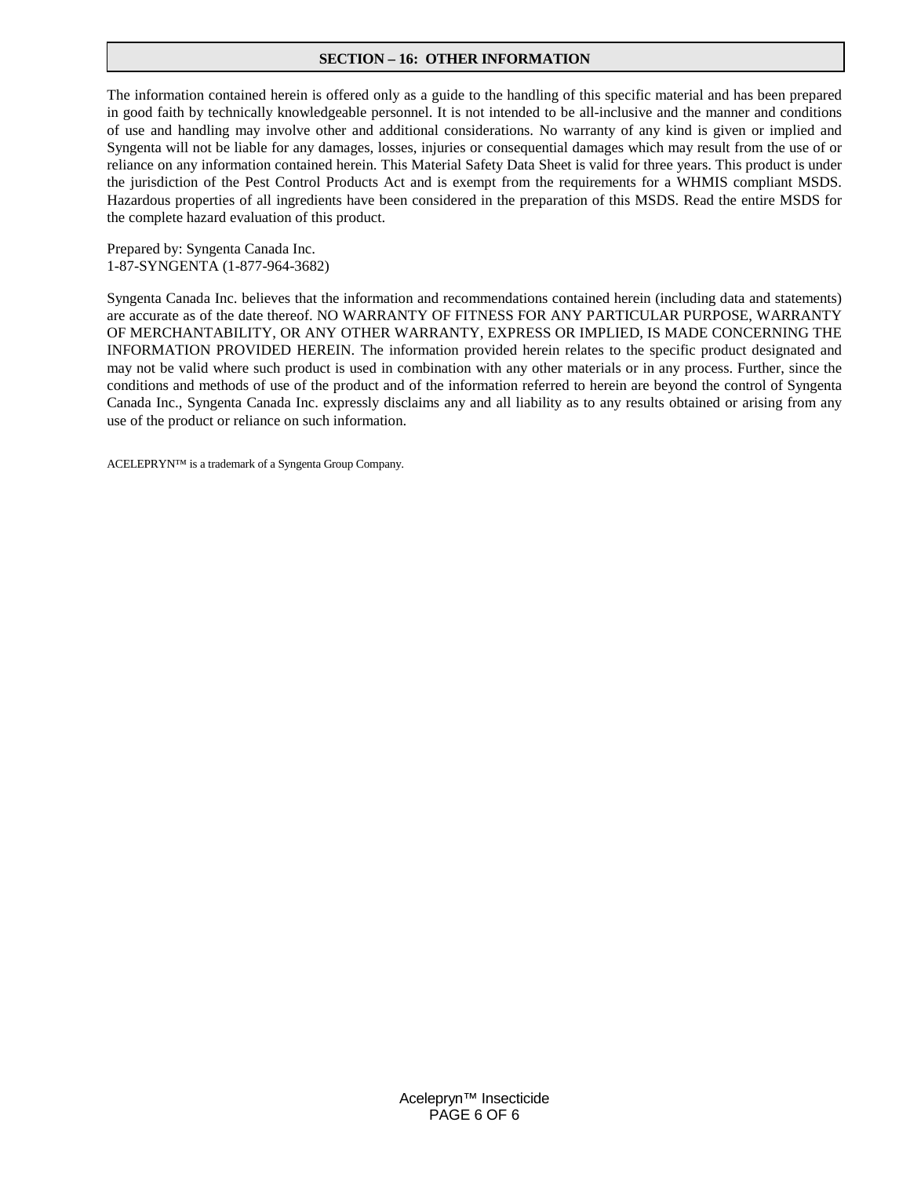## SECTION – 16: OTHER INFORMATION

The information contained herein is offered only as a guide to the handling of this specific material and has been prepared in good faith by technically knowledgeable personnel. It is not intended to be all-inclusive and the manner and conditions of use and handling may involve other and additional considerations. No warranty of any kind is given or implied and Syngenta will not be liable for any damages, losses, injuries or consequential damages which may result from the use of or reliance on any information contained herein. This Material Safety Data Sheet is valid for three years. This product is under the jurisdiction of the Pest Control Products Act and is exempt from the requirements for a WHMIS compliant MSDS. Hazardous properties of all ingredients have been considered in the preparation of this MSDS. Read the entire MSDS for the complete hazard evaluation of this product.

Prepared by: Syngenta Canada Inc.
1-87-SYNGENTA (1-877-964-3682)

Syngenta Canada Inc. believes that the information and recommendations contained herein (including data and statements) are accurate as of the date thereof. NO WARRANTY OF FITNESS FOR ANY PARTICULAR PURPOSE, WARRANTY OF MERCHANTABILITY, OR ANY OTHER WARRANTY, EXPRESS OR IMPLIED, IS MADE CONCERNING THE INFORMATION PROVIDED HEREIN. The information provided herein relates to the specific product designated and may not be valid where such product is used in combination with any other materials or in any process. Further, since the conditions and methods of use of the product and of the information referred to herein are beyond the control of Syngenta Canada Inc., Syngenta Canada Inc. expressly disclaims any and all liability as to any results obtained or arising from any use of the product or reliance on such information.

ACELEPRYN™ is a trademark of a Syngenta Group Company.